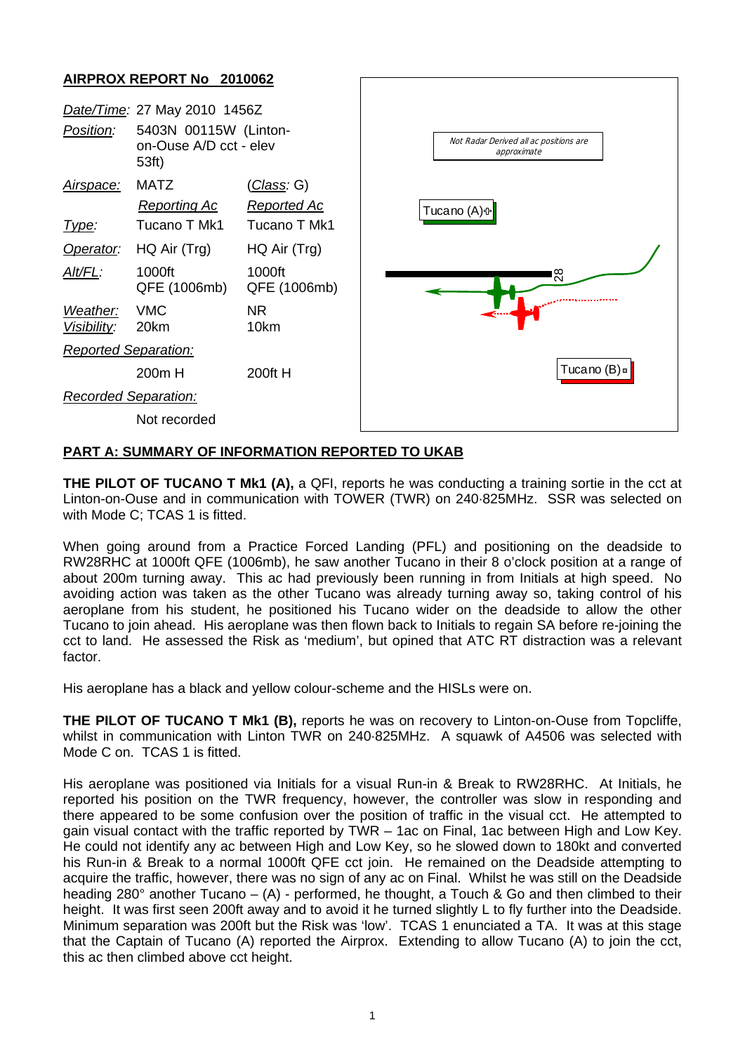**AIRPROX REPORT No 2010062**

| | | |
|---|---|---|
| *Date/Time*: | 27 May 2010 1456Z | |
| *Position*: | 5403N 00115W (Linton-on-Ouse A/D cct - elev 53ft) | |
| *Airspace*: | MATZ | (*Class*: G) |
| | *Reporting Ac* | *Reported Ac* |
| *Type*: | Tucano T Mk1 | Tucano T Mk1 |
| *Operator*: | HQ Air (Trg) | HQ Air (Trg) |
| *Alt/FL*: | 1000ft QFE (1006mb) | 1000ft QFE (1006mb) |
| *Weather*: *Visibility*: | VMC 20km | NR 10km |
| *Reported Separation*: | | |
| | 200m H | 200ft H |
| *Recorded Separation*: | | |
| | Not recorded | |

Not Radar Derived all ac positions are approximate

Tucano (A)

28

Tucano (B)

**PART A: SUMMARY OF INFORMATION REPORTED TO UKAB**

**THE PILOT OF TUCANO T Mk1 (A),** a QFI, reports he was conducting a training sortie in the cct at Linton-on-Ouse and in communication with TOWER (TWR) on 240·825MHz. SSR was selected on with Mode C; TCAS 1 is fitted.

When going around from a Practice Forced Landing (PFL) and positioning on the deadside to RW28RHC at 1000ft QFE (1006mb), he saw another Tucano in their 8 o'clock position at a range of about 200m turning away. This ac had previously been running in from Initials at high speed. No avoiding action was taken as the other Tucano was already turning away so, taking control of his aeroplane from his student, he positioned his Tucano wider on the deadside to allow the other Tucano to join ahead. His aeroplane was then flown back to Initials to regain SA before re-joining the cct to land. He assessed the Risk as 'medium', but opined that ATC RT distraction was a relevant factor.

His aeroplane has a black and yellow colour-scheme and the HISLs were on.

**THE PILOT OF TUCANO T Mk1 (B),** reports he was on recovery to Linton-on-Ouse from Topcliffe, whilst in communication with Linton TWR on 240·825MHz. A squawk of A4506 was selected with Mode C on. TCAS 1 is fitted.

His aeroplane was positioned via Initials for a visual Run-in & Break to RW28RHC. At Initials, he reported his position on the TWR frequency, however, the controller was slow in responding and there appeared to be some confusion over the position of traffic in the visual cct. He attempted to gain visual contact with the traffic reported by TWR – 1ac on Final, 1ac between High and Low Key. He could not identify any ac between High and Low Key, so he slowed down to 180kt and converted his Run-in & Break to a normal 1000ft QFE cct join. He remained on the Deadside attempting to acquire the traffic, however, there was no sign of any ac on Final. Whilst he was still on the Deadside heading 280° another Tucano – (A) - performed, he thought, a Touch & Go and then climbed to their height. It was first seen 200ft away and to avoid it he turned slightly L to fly further into the Deadside. Minimum separation was 200ft but the Risk was 'low'. TCAS 1 enunciated a TA. It was at this stage that the Captain of Tucano (A) reported the Airprox. Extending to allow Tucano (A) to join the cct, this ac then climbed above cct height.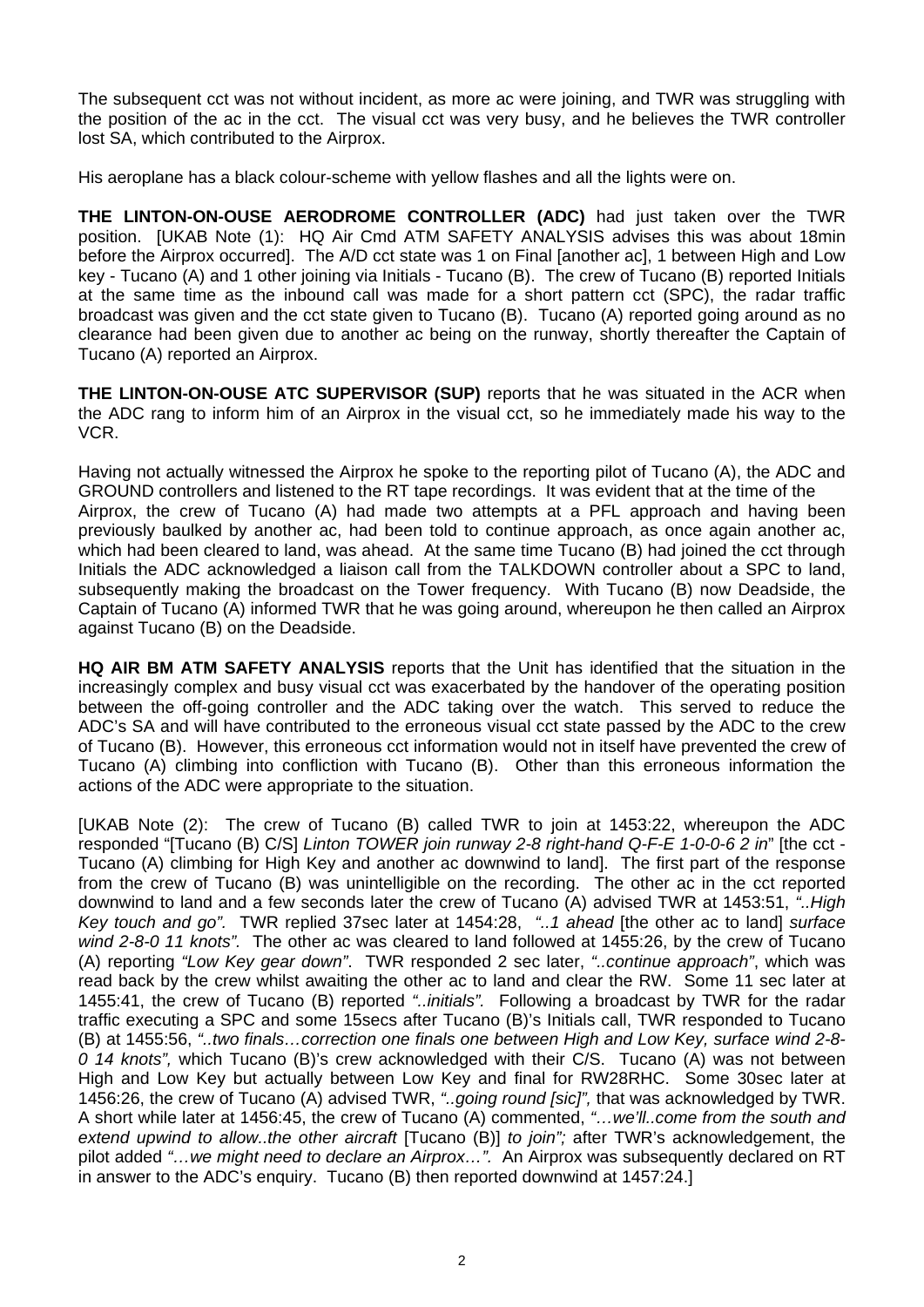The subsequent cct was not without incident, as more ac were joining, and TWR was struggling with the position of the ac in the cct. The visual cct was very busy, and he believes the TWR controller lost SA, which contributed to the Airprox.

His aeroplane has a black colour-scheme with yellow flashes and all the lights were on.

**THE LINTON-ON-OUSE AERODROME CONTROLLER (ADC)** had just taken over the TWR position. [UKAB Note (1): HQ Air Cmd ATM SAFETY ANALYSIS advises this was about 18min before the Airprox occurred]. The A/D cct state was 1 on Final [another ac], 1 between High and Low key - Tucano (A) and 1 other joining via Initials - Tucano (B). The crew of Tucano (B) reported Initials at the same time as the inbound call was made for a short pattern cct (SPC), the radar traffic broadcast was given and the cct state given to Tucano (B). Tucano (A) reported going around as no clearance had been given due to another ac being on the runway, shortly thereafter the Captain of Tucano (A) reported an Airprox.

**THE LINTON-ON-OUSE ATC SUPERVISOR (SUP)** reports that he was situated in the ACR when the ADC rang to inform him of an Airprox in the visual cct, so he immediately made his way to the VCR.

Having not actually witnessed the Airprox he spoke to the reporting pilot of Tucano (A), the ADC and GROUND controllers and listened to the RT tape recordings. It was evident that at the time of the Airprox, the crew of Tucano (A) had made two attempts at a PFL approach and having been previously baulked by another ac, had been told to continue approach, as once again another ac, which had been cleared to land, was ahead. At the same time Tucano (B) had joined the cct through Initials the ADC acknowledged a liaison call from the TALKDOWN controller about a SPC to land, subsequently making the broadcast on the Tower frequency. With Tucano (B) now Deadside, the Captain of Tucano (A) informed TWR that he was going around, whereupon he then called an Airprox against Tucano (B) on the Deadside.

**HQ AIR BM ATM SAFETY ANALYSIS** reports that the Unit has identified that the situation in the increasingly complex and busy visual cct was exacerbated by the handover of the operating position between the off-going controller and the ADC taking over the watch. This served to reduce the ADC's SA and will have contributed to the erroneous visual cct state passed by the ADC to the crew of Tucano (B). However, this erroneous cct information would not in itself have prevented the crew of Tucano (A) climbing into confliction with Tucano (B). Other than this erroneous information the actions of the ADC were appropriate to the situation.

[UKAB Note (2): The crew of Tucano (B) called TWR to join at 1453:22, whereupon the ADC responded "[Tucano (B) C/S] *Linton TOWER join runway 2-8 right-hand Q-F-E 1-0-0-6 2 in*" [the cct - Tucano (A) climbing for High Key and another ac downwind to land]. The first part of the response from the crew of Tucano (B) was unintelligible on the recording. The other ac in the cct reported downwind to land and a few seconds later the crew of Tucano (A) advised TWR at 1453:51, *"..High Key touch and go".* TWR replied 37sec later at 1454:28, *"..1 ahead* [the other ac to land] *surface wind 2-8-0 11 knots".* The other ac was cleared to land followed at 1455:26, by the crew of Tucano (A) reporting *"Low Key gear down"*. TWR responded 2 sec later, *"..continue approach"*, which was read back by the crew whilst awaiting the other ac to land and clear the RW. Some 11 sec later at 1455:41, the crew of Tucano (B) reported *"..initials".* Following a broadcast by TWR for the radar traffic executing a SPC and some 15secs after Tucano (B)'s Initials call, TWR responded to Tucano (B) at 1455:56, *"..two finals…correction one finals one between High and Low Key, surface wind 2-8-0 14 knots",* which Tucano (B)'s crew acknowledged with their C/S. Tucano (A) was not between High and Low Key but actually between Low Key and final for RW28RHC. Some 30sec later at 1456:26, the crew of Tucano (A) advised TWR, *"..going round [sic]",* that was acknowledged by TWR. A short while later at 1456:45, the crew of Tucano (A) commented, *"…we'll..come from the south and extend upwind to allow..the other aircraft* [Tucano (B)] *to join";* after TWR's acknowledgement, the pilot added *"…we might need to declare an Airprox…".* An Airprox was subsequently declared on RT in answer to the ADC's enquiry. Tucano (B) then reported downwind at 1457:24.]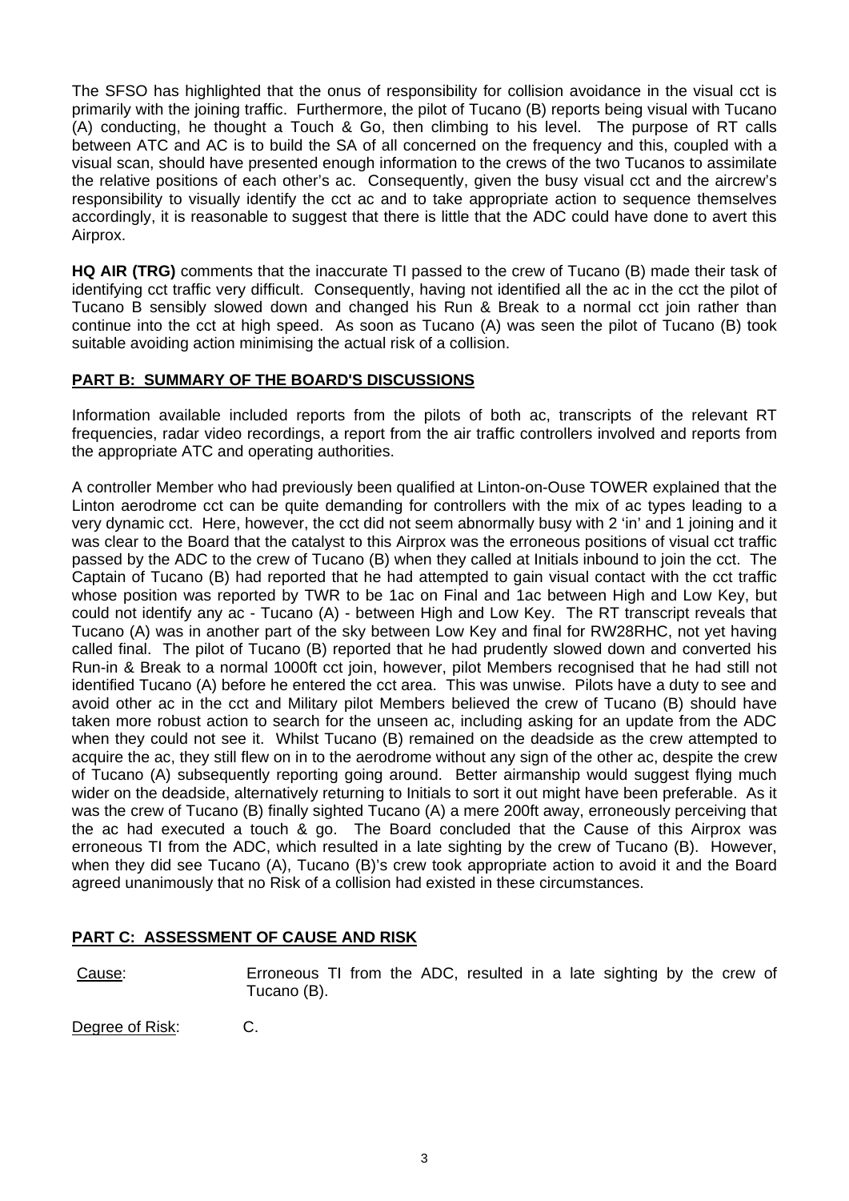The SFSO has highlighted that the onus of responsibility for collision avoidance in the visual cct is primarily with the joining traffic. Furthermore, the pilot of Tucano (B) reports being visual with Tucano (A) conducting, he thought a Touch & Go, then climbing to his level. The purpose of RT calls between ATC and AC is to build the SA of all concerned on the frequency and this, coupled with a visual scan, should have presented enough information to the crews of the two Tucanos to assimilate the relative positions of each other's ac. Consequently, given the busy visual cct and the aircrew's responsibility to visually identify the cct ac and to take appropriate action to sequence themselves accordingly, it is reasonable to suggest that there is little that the ADC could have done to avert this Airprox.

**HQ AIR (TRG)** comments that the inaccurate TI passed to the crew of Tucano (B) made their task of identifying cct traffic very difficult. Consequently, having not identified all the ac in the cct the pilot of Tucano B sensibly slowed down and changed his Run & Break to a normal cct join rather than continue into the cct at high speed. As soon as Tucano (A) was seen the pilot of Tucano (B) took suitable avoiding action minimising the actual risk of a collision.

## PART B: SUMMARY OF THE BOARD'S DISCUSSIONS

Information available included reports from the pilots of both ac, transcripts of the relevant RT frequencies, radar video recordings, a report from the air traffic controllers involved and reports from the appropriate ATC and operating authorities.

A controller Member who had previously been qualified at Linton-on-Ouse TOWER explained that the Linton aerodrome cct can be quite demanding for controllers with the mix of ac types leading to a very dynamic cct. Here, however, the cct did not seem abnormally busy with 2 'in' and 1 joining and it was clear to the Board that the catalyst to this Airprox was the erroneous positions of visual cct traffic passed by the ADC to the crew of Tucano (B) when they called at Initials inbound to join the cct. The Captain of Tucano (B) had reported that he had attempted to gain visual contact with the cct traffic whose position was reported by TWR to be 1ac on Final and 1ac between High and Low Key, but could not identify any ac - Tucano (A) - between High and Low Key. The RT transcript reveals that Tucano (A) was in another part of the sky between Low Key and final for RW28RHC, not yet having called final. The pilot of Tucano (B) reported that he had prudently slowed down and converted his Run-in & Break to a normal 1000ft cct join, however, pilot Members recognised that he had still not identified Tucano (A) before he entered the cct area. This was unwise. Pilots have a duty to see and avoid other ac in the cct and Military pilot Members believed the crew of Tucano (B) should have taken more robust action to search for the unseen ac, including asking for an update from the ADC when they could not see it. Whilst Tucano (B) remained on the deadside as the crew attempted to acquire the ac, they still flew on in to the aerodrome without any sign of the other ac, despite the crew of Tucano (A) subsequently reporting going around. Better airmanship would suggest flying much wider on the deadside, alternatively returning to Initials to sort it out might have been preferable. As it was the crew of Tucano (B) finally sighted Tucano (A) a mere 200ft away, erroneously perceiving that the ac had executed a touch & go. The Board concluded that the Cause of this Airprox was erroneous TI from the ADC, which resulted in a late sighting by the crew of Tucano (B). However, when they did see Tucano (A), Tucano (B)'s crew took appropriate action to avoid it and the Board agreed unanimously that no Risk of a collision had existed in these circumstances.

## PART C: ASSESSMENT OF CAUSE AND RISK

Cause: Erroneous TI from the ADC, resulted in a late sighting by the crew of Tucano (B).

Degree of Risk: C.